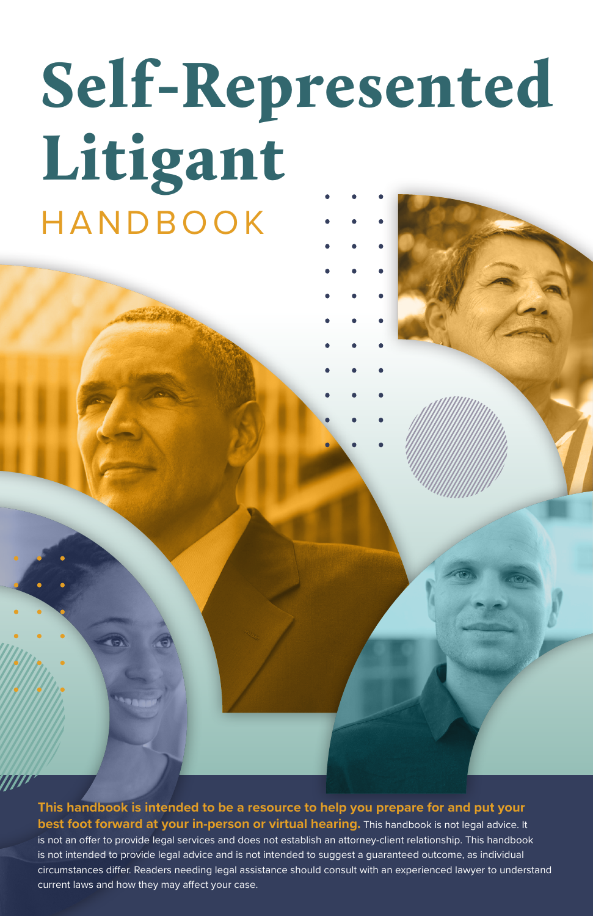# Self-Represented Litigant

## HANDBOOK

**This handbook is intended to be a resource to help you prepare for and put your best foot forward at your in-person or virtual hearing.** This handbook is not legal advice. It is not an offer to provide legal services and does not establish an attorney-client relationship. This handbook is not intended to provide legal advice and is not intended to suggest a guaranteed outcome, as individual circumstances differ. Readers needing legal assistance should consult with an experienced lawyer to understand current laws and how they may affect your case.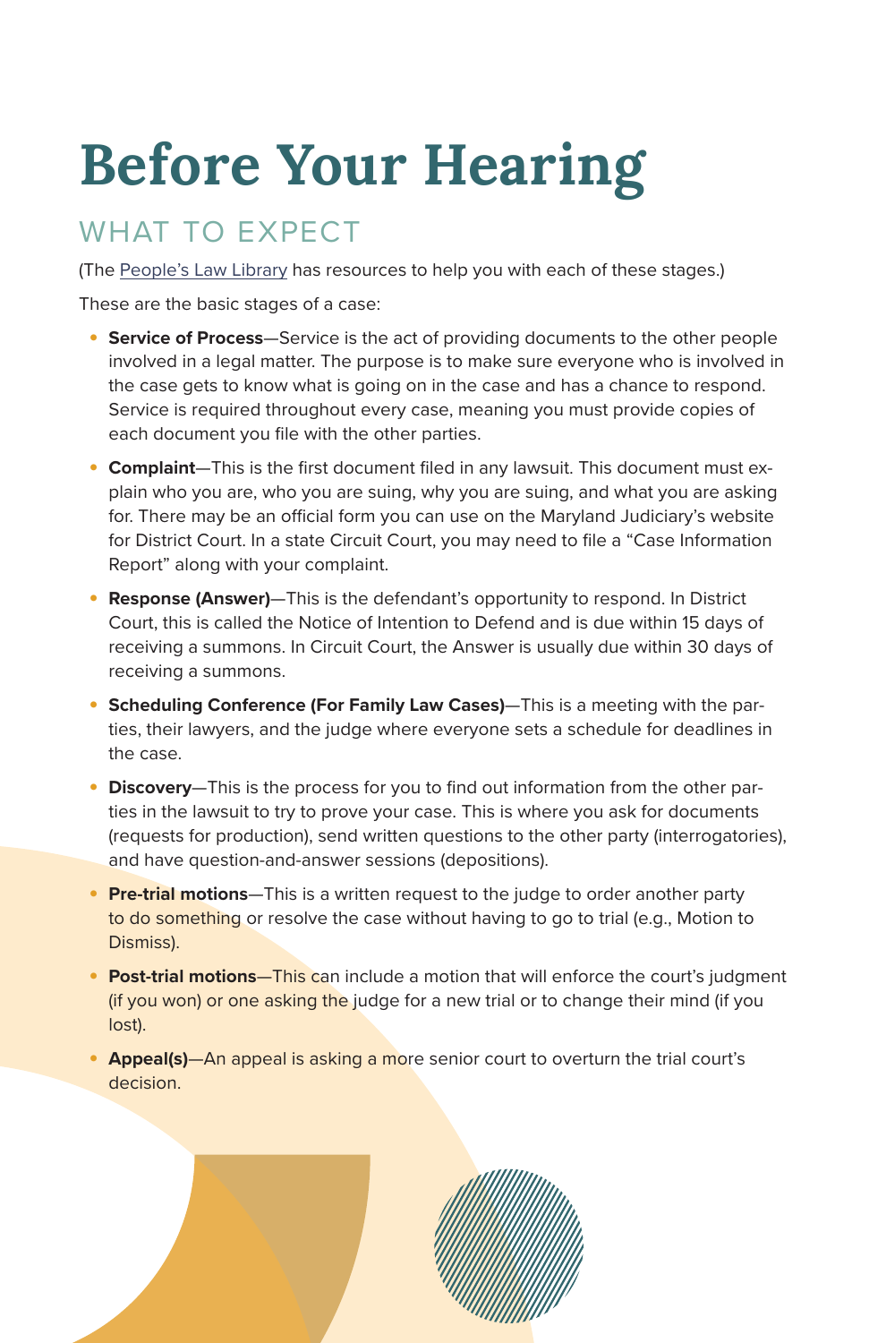# Before Your Hearing

## WHAT TO EXPECT

(The People's Law Library has resources to help you with each of these stages.)

These are the basic stages of a case:

- **Service of Process**—Service is the act of providing documents to the other people involved in a legal matter. The purpose is to make sure everyone who is involved in the case gets to know what is going on in the case and has a chance to respond. Service is required throughout every case, meaning you must provide copies of each document you file with the other parties.
- **Complaint**—This is the first document filed in any lawsuit. This document must explain who you are, who you are suing, why you are suing, and what you are asking for. There may be an official form you can use on the Maryland Judiciary's website for District Court. In a state Circuit Court, you may need to file a "Case Information Report" along with your complaint.
- **Response (Answer)**—This is the defendant's opportunity to respond. In District Court, this is called the Notice of Intention to Defend and is due within 15 days of receiving a summons. In Circuit Court, the Answer is usually due within 30 days of receiving a summons.
- **Scheduling Conference (For Family Law Cases)**—This is a meeting with the parties, their lawyers, and the judge where everyone sets a schedule for deadlines in the case.
- **Discovery**—This is the process for you to find out information from the other parties in the lawsuit to try to prove your case. This is where you ask for documents (requests for production), send written questions to the other party (interrogatories), and have question-and-answer sessions (depositions).
- **Pre-trial motions**—This is a written request to the judge to order another party to do something or resolve the case without having to go to trial (e.g., Motion to Dismiss).
- **Post-trial motions**—This can include a motion that will enforce the court's judgment (if you won) or one asking the judge for a new trial or to change their mind (if you lost).
- **Appeal(s)**—An appeal is asking a more senior court to overturn the trial court's decision.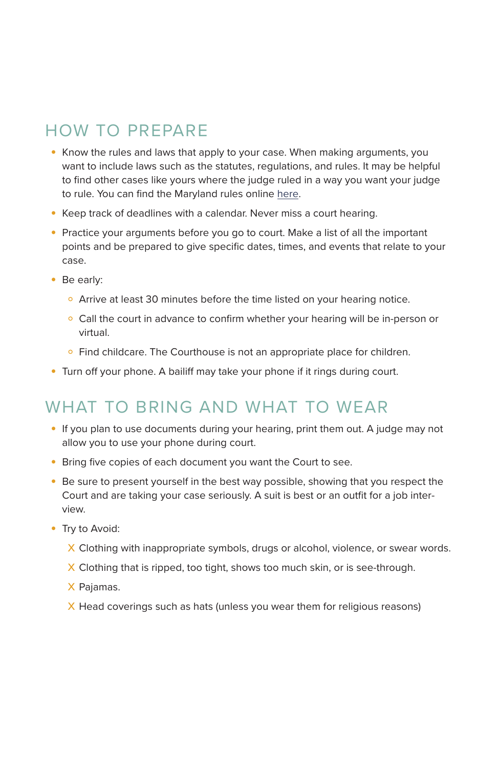## HOW TO PREPARE

- Know the rules and laws that apply to your case. When making arguments, you want to include laws such as the statutes, regulations, and rules. It may be helpful to find other cases like yours where the judge ruled in a way you want your judge to rule. You can find the Maryland rules online here.
- Keep track of deadlines with a calendar. Never miss a court hearing.
- Practice your arguments before you go to court. Make a list of all the important points and be prepared to give specific dates, times, and events that relate to your case.
- Be early:
  - Arrive at least 30 minutes before the time listed on your hearing notice.
  - Call the court in advance to confirm whether your hearing will be in-person or virtual.
  - Find childcare. The Courthouse is not an appropriate place for children.
- Turn off your phone. A bailiff may take your phone if it rings during court.

## WHAT TO BRING AND WHAT TO WEAR

- If you plan to use documents during your hearing, print them out. A judge may not allow you to use your phone during court.
- Bring five copies of each document you want the Court to see.
- Be sure to present yourself in the best way possible, showing that you respect the Court and are taking your case seriously. A suit is best or an outfit for a job interview.
- Try to Avoid:
  - X Clothing with inappropriate symbols, drugs or alcohol, violence, or swear words.
  - X Clothing that is ripped, too tight, shows too much skin, or is see-through.
  - X Pajamas.
  - X Head coverings such as hats (unless you wear them for religious reasons)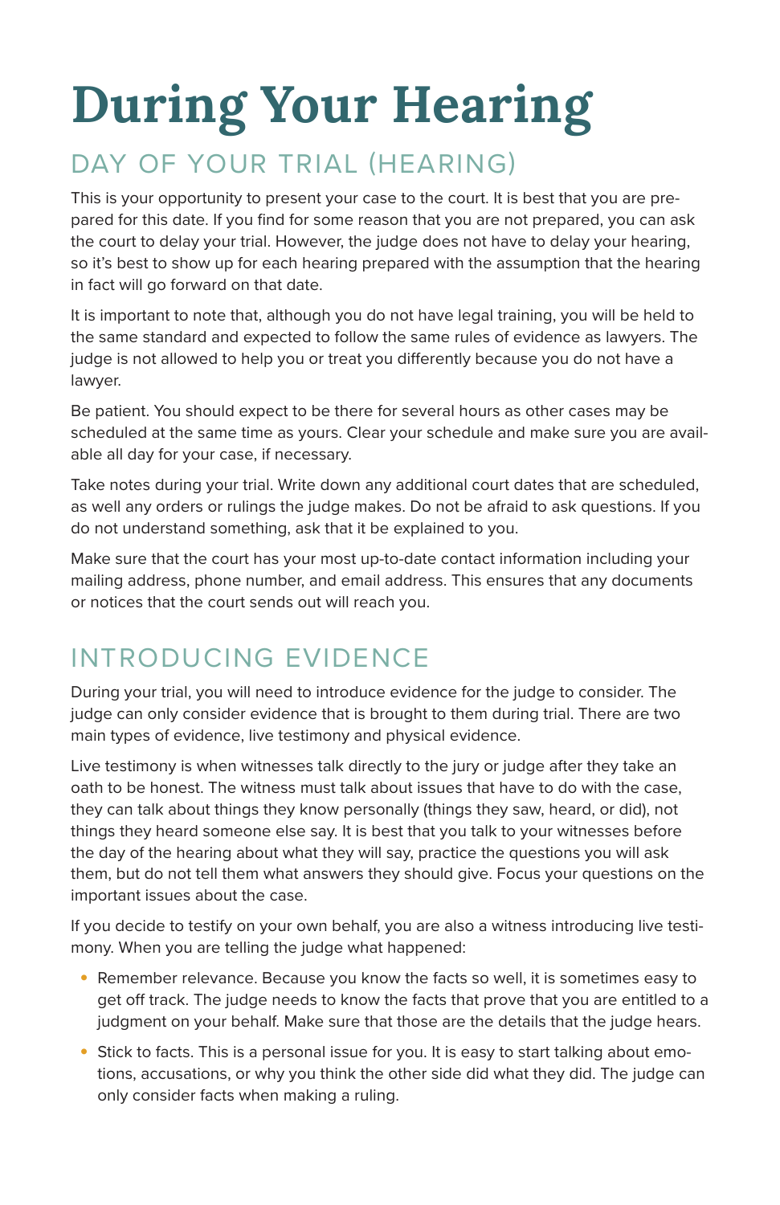# During Your Hearing

## DAY OF YOUR TRIAL (HEARING)

This is your opportunity to present your case to the court. It is best that you are prepared for this date. If you find for some reason that you are not prepared, you can ask the court to delay your trial. However, the judge does not have to delay your hearing, so it's best to show up for each hearing prepared with the assumption that the hearing in fact will go forward on that date.

It is important to note that, although you do not have legal training, you will be held to the same standard and expected to follow the same rules of evidence as lawyers. The judge is not allowed to help you or treat you differently because you do not have a lawyer.

Be patient. You should expect to be there for several hours as other cases may be scheduled at the same time as yours. Clear your schedule and make sure you are available all day for your case, if necessary.

Take notes during your trial. Write down any additional court dates that are scheduled, as well any orders or rulings the judge makes. Do not be afraid to ask questions. If you do not understand something, ask that it be explained to you.

Make sure that the court has your most up-to-date contact information including your mailing address, phone number, and email address. This ensures that any documents or notices that the court sends out will reach you.

## INTRODUCING EVIDENCE

During your trial, you will need to introduce evidence for the judge to consider. The judge can only consider evidence that is brought to them during trial. There are two main types of evidence, live testimony and physical evidence.

Live testimony is when witnesses talk directly to the jury or judge after they take an oath to be honest. The witness must talk about issues that have to do with the case, they can talk about things they know personally (things they saw, heard, or did), not things they heard someone else say. It is best that you talk to your witnesses before the day of the hearing about what they will say, practice the questions you will ask them, but do not tell them what answers they should give. Focus your questions on the important issues about the case.

If you decide to testify on your own behalf, you are also a witness introducing live testimony. When you are telling the judge what happened:

- Remember relevance. Because you know the facts so well, it is sometimes easy to get off track. The judge needs to know the facts that prove that you are entitled to a judgment on your behalf. Make sure that those are the details that the judge hears.
- Stick to facts. This is a personal issue for you. It is easy to start talking about emotions, accusations, or why you think the other side did what they did. The judge can only consider facts when making a ruling.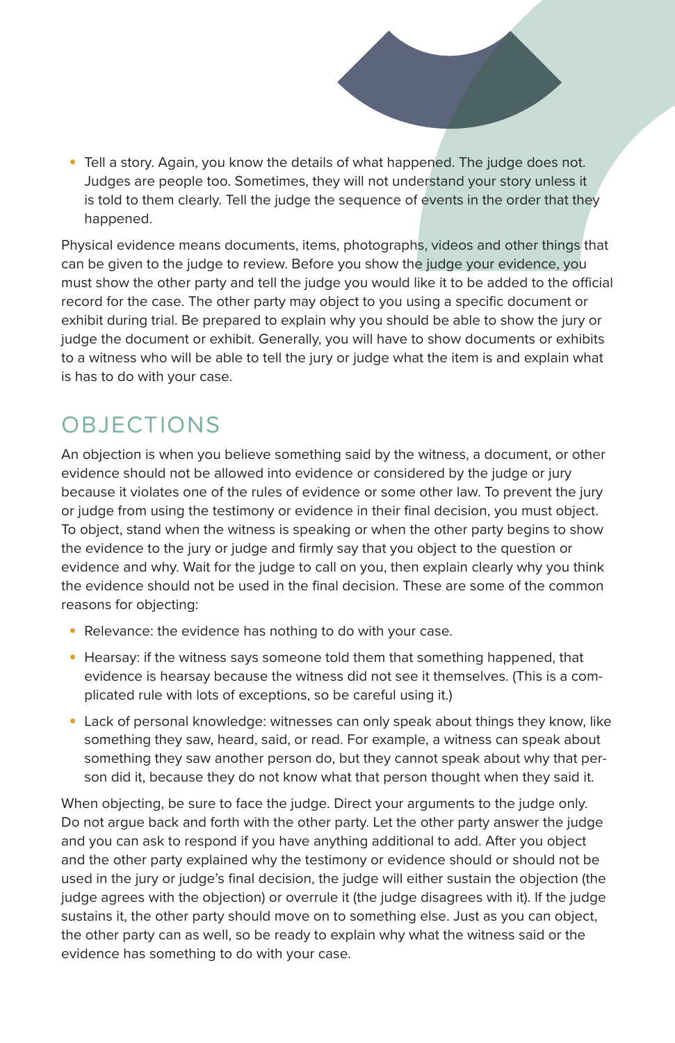- Tell a story. Again, you know the details of what happened. The judge does not. Judges are people too. Sometimes, they will not understand your story unless it is told to them clearly. Tell the judge the sequence of events in the order that they happened.

Physical evidence means documents, items, photographs, videos and other things that can be given to the judge to review. Before you show the judge your evidence, you must show the other party and tell the judge you would like it to be added to the official record for the case. The other party may object to you using a specific document or exhibit during trial. Be prepared to explain why you should be able to show the jury or judge the document or exhibit. Generally, you will have to show documents or exhibits to a witness who will be able to tell the jury or judge what the item is and explain what is has to do with your case.

## OBJECTIONS

An objection is when you believe something said by the witness, a document, or other evidence should not be allowed into evidence or considered by the judge or jury because it violates one of the rules of evidence or some other law. To prevent the jury or judge from using the testimony or evidence in their final decision, you must object. To object, stand when the witness is speaking or when the other party begins to show the evidence to the jury or judge and firmly say that you object to the question or evidence and why. Wait for the judge to call on you, then explain clearly why you think the evidence should not be used in the final decision. These are some of the common reasons for objecting:

- Relevance: the evidence has nothing to do with your case.
- Hearsay: if the witness says someone told them that something happened, that evidence is hearsay because the witness did not see it themselves. (This is a complicated rule with lots of exceptions, so be careful using it.)
- Lack of personal knowledge: witnesses can only speak about things they know, like something they saw, heard, said, or read. For example, a witness can speak about something they saw another person do, but they cannot speak about why that person did it, because they do not know what that person thought when they said it.

When objecting, be sure to face the judge. Direct your arguments to the judge only. Do not argue back and forth with the other party. Let the other party answer the judge and you can ask to respond if you have anything additional to add. After you object and the other party explained why the testimony or evidence should or should not be used in the jury or judge's final decision, the judge will either sustain the objection (the judge agrees with the objection) or overrule it (the judge disagrees with it). If the judge sustains it, the other party should move on to something else. Just as you can object, the other party can as well, so be ready to explain why what the witness said or the evidence has something to do with your case.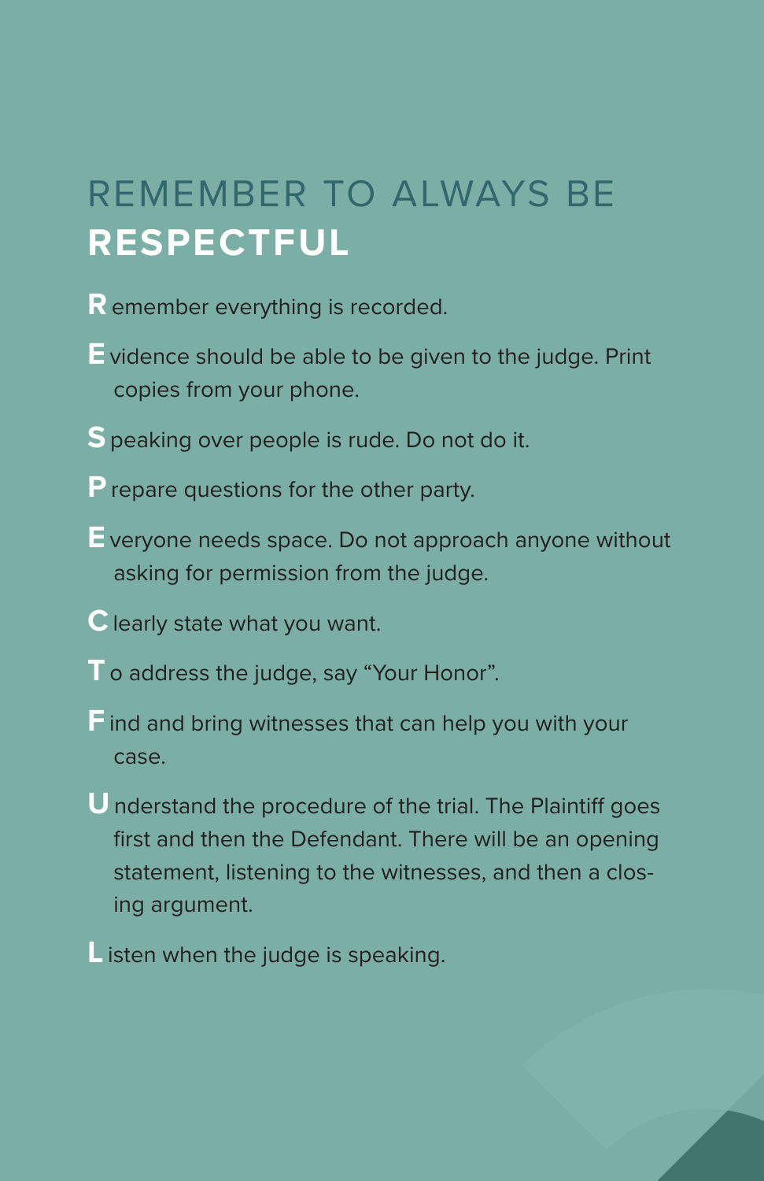## REMEMBER TO ALWAYS BE **RESPECTFUL**

**R**emember everything is recorded.

**E**vidence should be able to be given to the judge. Print copies from your phone.

**S**peaking over people is rude. Do not do it.

**P**repare questions for the other party.

**E**veryone needs space. Do not approach anyone without asking for permission from the judge.

**C**learly state what you want.

**T**o address the judge, say "Your Honor".

**F**ind and bring witnesses that can help you with your case.

**U**nderstand the procedure of the trial. The Plaintiff goes first and then the Defendant. There will be an opening statement, listening to the witnesses, and then a closing argument.

**L**isten when the judge is speaking.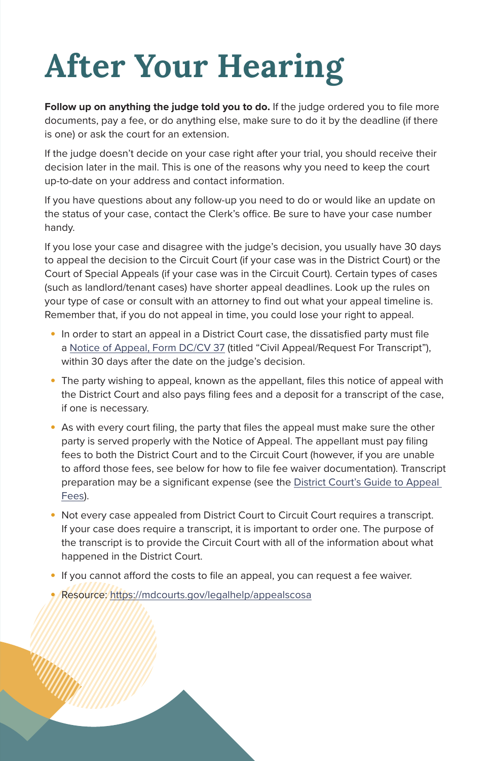# After Your Hearing

**Follow up on anything the judge told you to do.** If the judge ordered you to file more documents, pay a fee, or do anything else, make sure to do it by the deadline (if there is one) or ask the court for an extension.

If the judge doesn't decide on your case right after your trial, you should receive their decision later in the mail. This is one of the reasons why you need to keep the court up-to-date on your address and contact information.

If you have questions about any follow-up you need to do or would like an update on the status of your case, contact the Clerk's office. Be sure to have your case number handy.

If you lose your case and disagree with the judge's decision, you usually have 30 days to appeal the decision to the Circuit Court (if your case was in the District Court) or the Court of Special Appeals (if your case was in the Circuit Court). Certain types of cases (such as landlord/tenant cases) have shorter appeal deadlines. Look up the rules on your type of case or consult with an attorney to find out what your appeal timeline is. Remember that, if you do not appeal in time, you could lose your right to appeal.

- In order to start an appeal in a District Court case, the dissatisfied party must file a Notice of Appeal, Form DC/CV 37 (titled "Civil Appeal/Request For Transcript"), within 30 days after the date on the judge's decision.
- The party wishing to appeal, known as the appellant, files this notice of appeal with the District Court and also pays filing fees and a deposit for a transcript of the case, if one is necessary.
- As with every court filing, the party that files the appeal must make sure the other party is served properly with the Notice of Appeal. The appellant must pay filing fees to both the District Court and to the Circuit Court (however, if you are unable to afford those fees, see below for how to file fee waiver documentation). Transcript preparation may be a significant expense (see the District Court's Guide to Appeal Fees).
- Not every case appealed from District Court to Circuit Court requires a transcript. If your case does require a transcript, it is important to order one. The purpose of the transcript is to provide the Circuit Court with all of the information about what happened in the District Court.
- If you cannot afford the costs to file an appeal, you can request a fee waiver.
- Resource: https://mdcourts.gov/legalhelp/appealscosa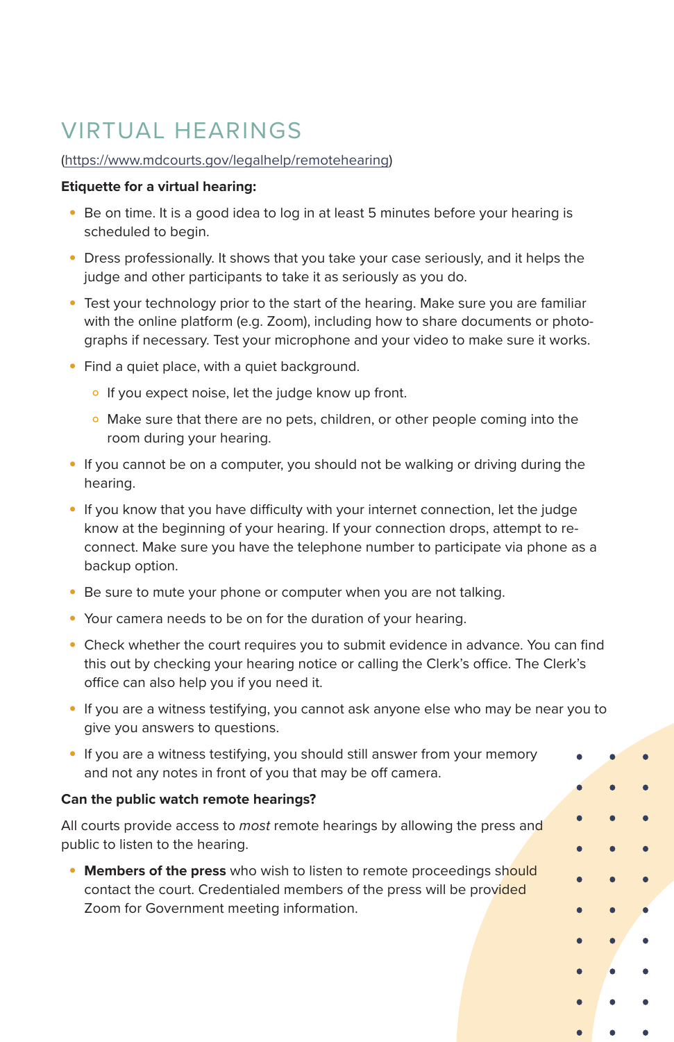## VIRTUAL HEARINGS

(https://www.mdcourts.gov/legalhelp/remotehearing)

**Etiquette for a virtual hearing:**

- Be on time. It is a good idea to log in at least 5 minutes before your hearing is scheduled to begin.
- Dress professionally. It shows that you take your case seriously, and it helps the judge and other participants to take it as seriously as you do.
- Test your technology prior to the start of the hearing. Make sure you are familiar with the online platform (e.g. Zoom), including how to share documents or photographs if necessary. Test your microphone and your video to make sure it works.
- Find a quiet place, with a quiet background.
  - If you expect noise, let the judge know up front.
  - Make sure that there are no pets, children, or other people coming into the room during your hearing.
- If you cannot be on a computer, you should not be walking or driving during the hearing.
- If you know that you have difficulty with your internet connection, let the judge know at the beginning of your hearing. If your connection drops, attempt to reconnect. Make sure you have the telephone number to participate via phone as a backup option.
- Be sure to mute your phone or computer when you are not talking.
- Your camera needs to be on for the duration of your hearing.
- Check whether the court requires you to submit evidence in advance. You can find this out by checking your hearing notice or calling the Clerk's office. The Clerk's office can also help you if you need it.
- If you are a witness testifying, you cannot ask anyone else who may be near you to give you answers to questions.
- If you are a witness testifying, you should still answer from your memory and not any notes in front of you that may be off camera.

**Can the public watch remote hearings?**

All courts provide access to *most* remote hearings by allowing the press and public to listen to the hearing.

- **Members of the press** who wish to listen to remote proceedings should contact the court. Credentialed members of the press will be provided Zoom for Government meeting information.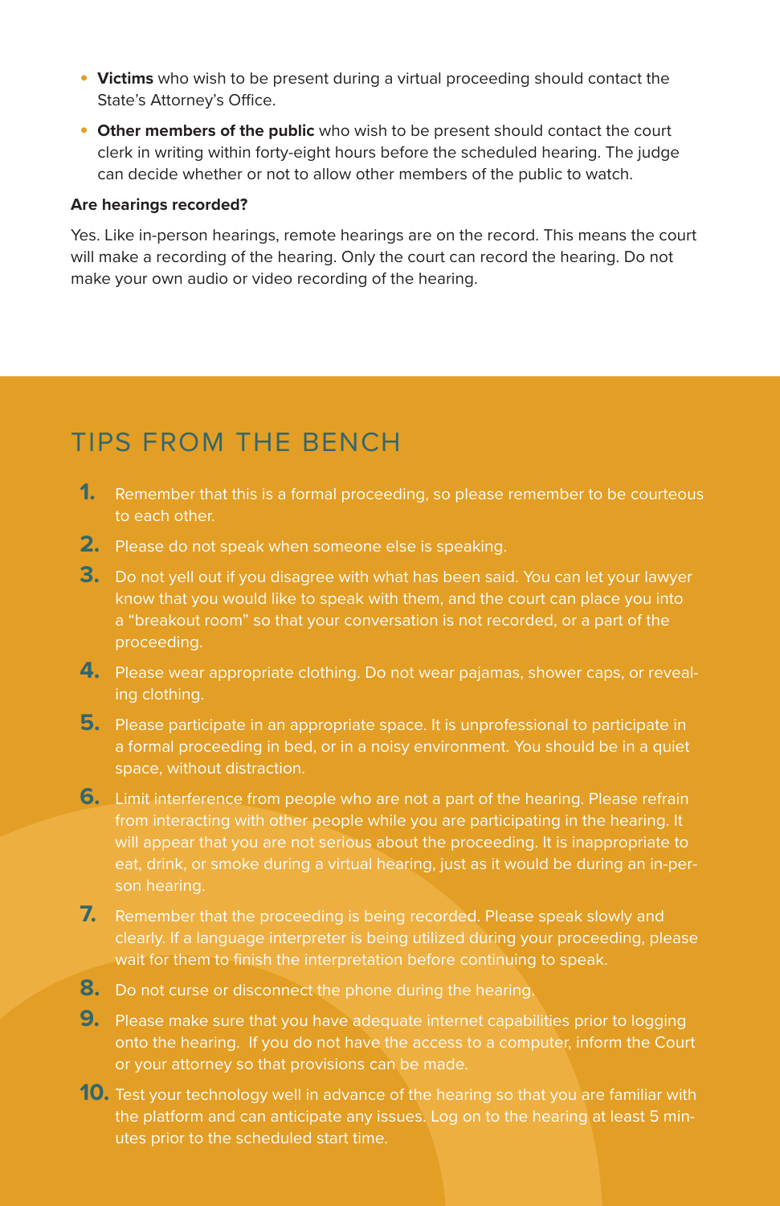- **Victims** who wish to be present during a virtual proceeding should contact the State's Attorney's Office.
- **Other members of the public** who wish to be present should contact the court clerk in writing within forty-eight hours before the scheduled hearing. The judge can decide whether or not to allow other members of the public to watch.

**Are hearings recorded?**

Yes. Like in-person hearings, remote hearings are on the record. This means the court will make a recording of the hearing. Only the court can record the hearing. Do not make your own audio or video recording of the hearing.

## TIPS FROM THE BENCH

1. Remember that this is a formal proceeding, so please remember to be courteous to each other.
2. Please do not speak when someone else is speaking.
3. Do not yell out if you disagree with what has been said. You can let your lawyer know that you would like to speak with them, and the court can place you into a "breakout room" so that your conversation is not recorded, or a part of the proceeding.
4. Please wear appropriate clothing. Do not wear pajamas, shower caps, or revealing clothing.
5. Please participate in an appropriate space. It is unprofessional to participate in a formal proceeding in bed, or in a noisy environment. You should be in a quiet space, without distraction.
6. Limit interference from people who are not a part of the hearing. Please refrain from interacting with other people while you are participating in the hearing. It will appear that you are not serious about the proceeding. It is inappropriate to eat, drink, or smoke during a virtual hearing, just as it would be during an in-person hearing.
7. Remember that the proceeding is being recorded. Please speak slowly and clearly. If a language interpreter is being utilized during your proceeding, please wait for them to finish the interpretation before continuing to speak.
8. Do not curse or disconnect the phone during the hearing.
9. Please make sure that you have adequate internet capabilities prior to logging onto the hearing. If you do not have the access to a computer, inform the Court or your attorney so that provisions can be made.
10. Test your technology well in advance of the hearing so that you are familiar with the platform and can anticipate any issues. Log on to the hearing at least 5 minutes prior to the scheduled start time.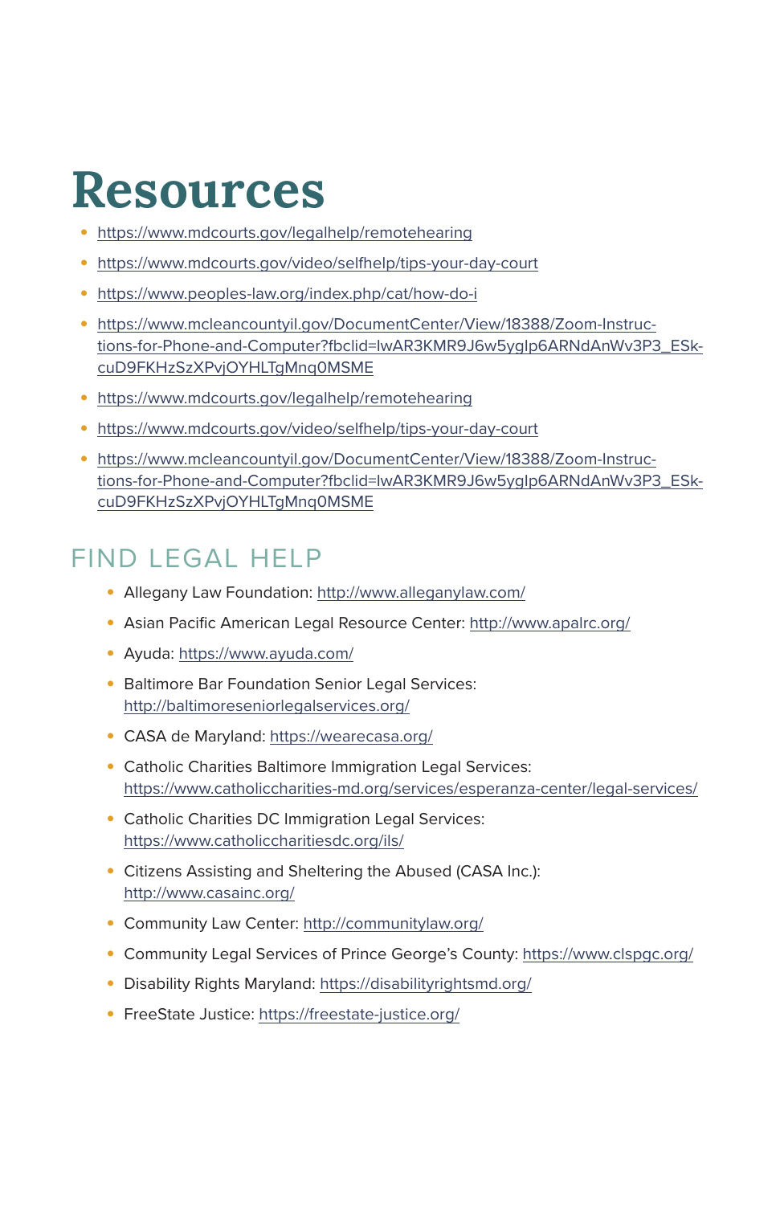# Resources

- https://www.mdcourts.gov/legalhelp/remotehearing
- https://www.mdcourts.gov/video/selfhelp/tips-your-day-court
- https://www.peoples-law.org/index.php/cat/how-do-i
- https://www.mcleancountyil.gov/DocumentCenter/View/18388/Zoom-Instructions-for-Phone-and-Computer?fbclid=IwAR3KMR9J6w5ygIp6ARNdAnWv3P3_ESkcuD9FKHzSzXPvjOYHLTgMnq0MSME
- https://www.mdcourts.gov/legalhelp/remotehearing
- https://www.mdcourts.gov/video/selfhelp/tips-your-day-court
- https://www.mcleancountyil.gov/DocumentCenter/View/18388/Zoom-Instructions-for-Phone-and-Computer?fbclid=IwAR3KMR9J6w5ygIp6ARNdAnWv3P3_ESkcuD9FKHzSzXPvjOYHLTgMnq0MSME

## FIND LEGAL HELP

- Allegany Law Foundation: http://www.alleganylaw.com/
- Asian Pacific American Legal Resource Center: http://www.apalrc.org/
- Ayuda: https://www.ayuda.com/
- Baltimore Bar Foundation Senior Legal Services: http://baltimoreseniorlegalservices.org/
- CASA de Maryland: https://wearecasa.org/
- Catholic Charities Baltimore Immigration Legal Services: https://www.catholiccharities-md.org/services/esperanza-center/legal-services/
- Catholic Charities DC Immigration Legal Services: https://www.catholiccharitiesdc.org/ils/
- Citizens Assisting and Sheltering the Abused (CASA Inc.): http://www.casainc.org/
- Community Law Center: http://communitylaw.org/
- Community Legal Services of Prince George's County: https://www.clspgc.org/
- Disability Rights Maryland: https://disabilityrightsmd.org/
- FreeState Justice: https://freestate-justice.org/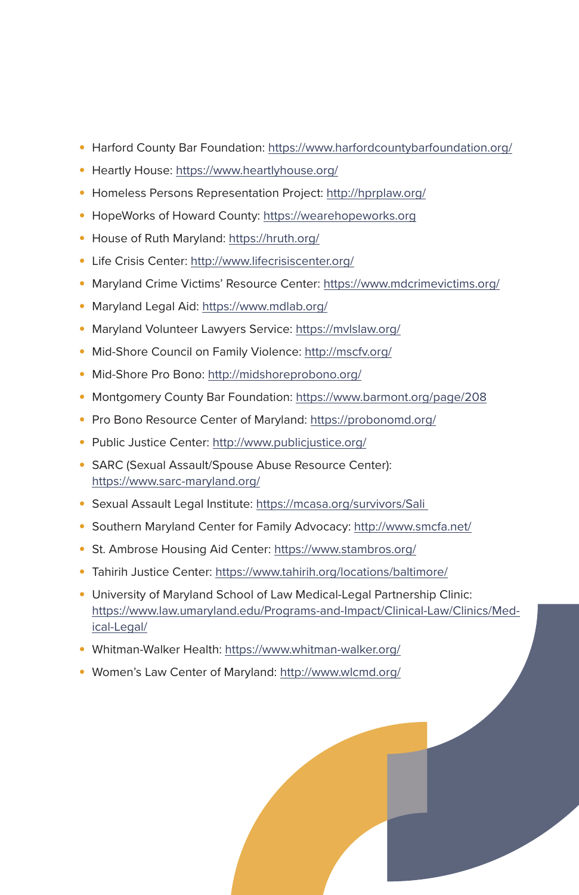- Harford County Bar Foundation: https://www.harfordcountybarfoundation.org/
- Heartly House: https://www.heartlyhouse.org/
- Homeless Persons Representation Project: http://hprplaw.org/
- HopeWorks of Howard County: https://wearehopeworks.org
- House of Ruth Maryland: https://hruth.org/
- Life Crisis Center: http://www.lifecrisiscenter.org/
- Maryland Crime Victims' Resource Center: https://www.mdcrimevictims.org/
- Maryland Legal Aid: https://www.mdlab.org/
- Maryland Volunteer Lawyers Service: https://mvlslaw.org/
- Mid-Shore Council on Family Violence: http://mscfv.org/
- Mid-Shore Pro Bono: http://midshoreprobono.org/
- Montgomery County Bar Foundation: https://www.barmont.org/page/208
- Pro Bono Resource Center of Maryland: https://probonomd.org/
- Public Justice Center: http://www.publicjustice.org/
- SARC (Sexual Assault/Spouse Abuse Resource Center): https://www.sarc-maryland.org/
- Sexual Assault Legal Institute: https://mcasa.org/survivors/Sali
- Southern Maryland Center for Family Advocacy: http://www.smcfa.net/
- St. Ambrose Housing Aid Center: https://www.stambros.org/
- Tahirih Justice Center: https://www.tahirih.org/locations/baltimore/
- University of Maryland School of Law Medical-Legal Partnership Clinic: https://www.law.umaryland.edu/Programs-and-Impact/Clinical-Law/Clinics/Medical-Legal/
- Whitman-Walker Health: https://www.whitman-walker.org/
- Women's Law Center of Maryland: http://www.wlcmd.org/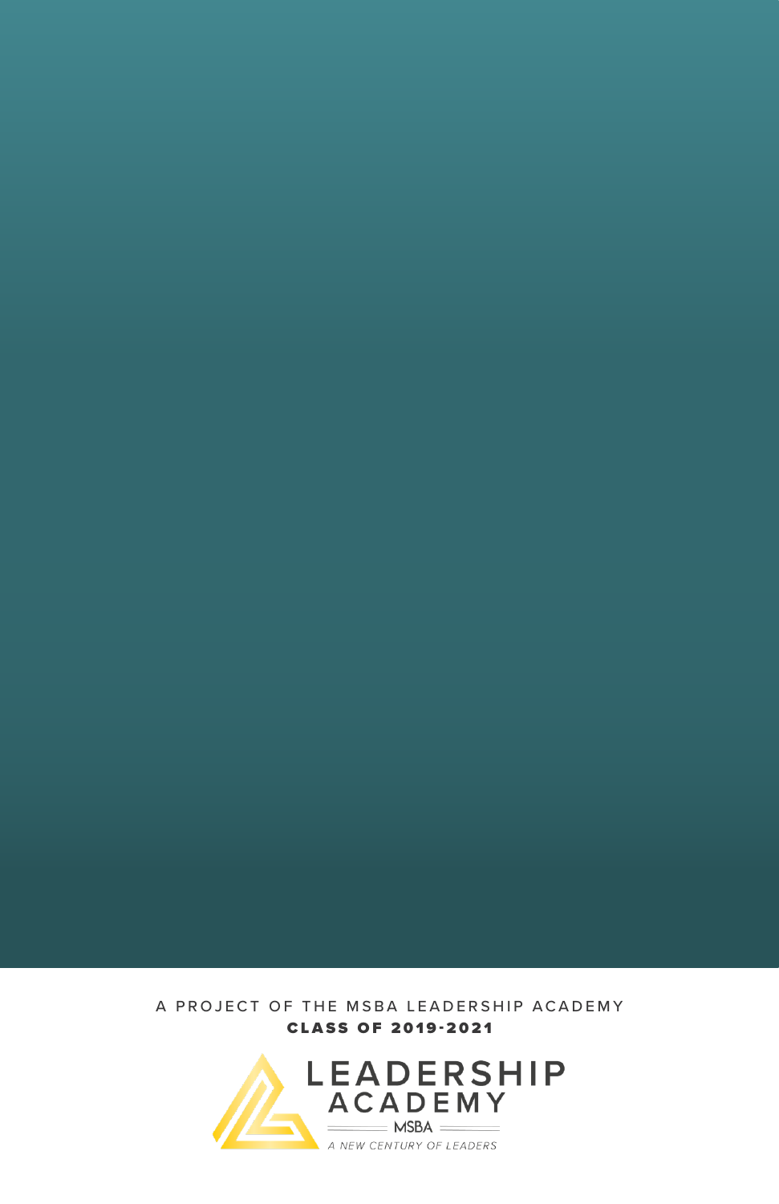A PROJECT OF THE MSBA LEADERSHIP ACADEMY

**CLASS OF 2019-2021**

LEADERSHIP ACADEMY

MSBA

*A NEW CENTURY OF LEADERS*